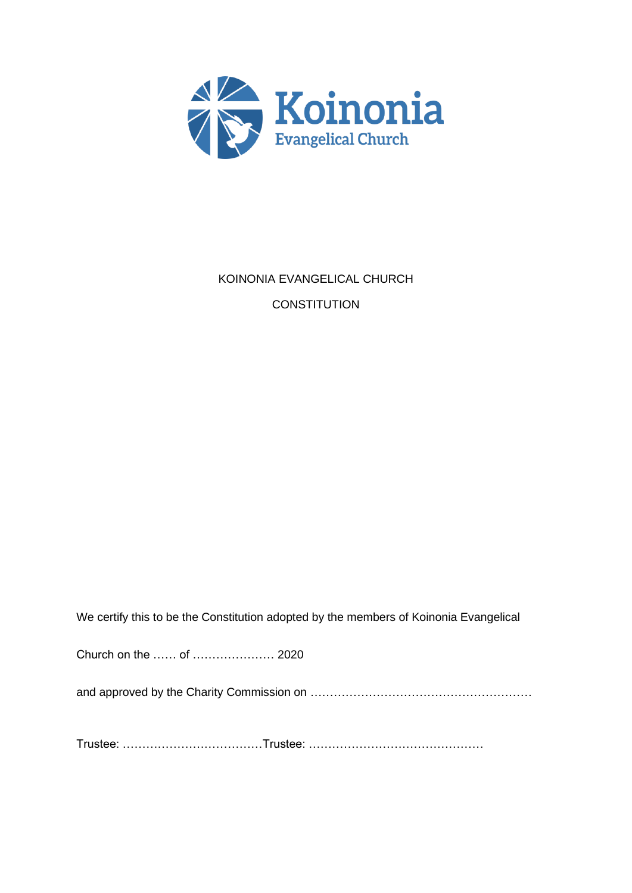Koinonia
Evangelical Church

# KOINONIA EVANGELICAL CHURCH

## CONSTITUTION

We certify this to be the Constitution adopted by the members of Koinonia Evangelical Church on the …… of ………………… 2020

and approved by the Charity Commission on …………………………………………………

Trustee: ………………………………Trustee: ………………………………………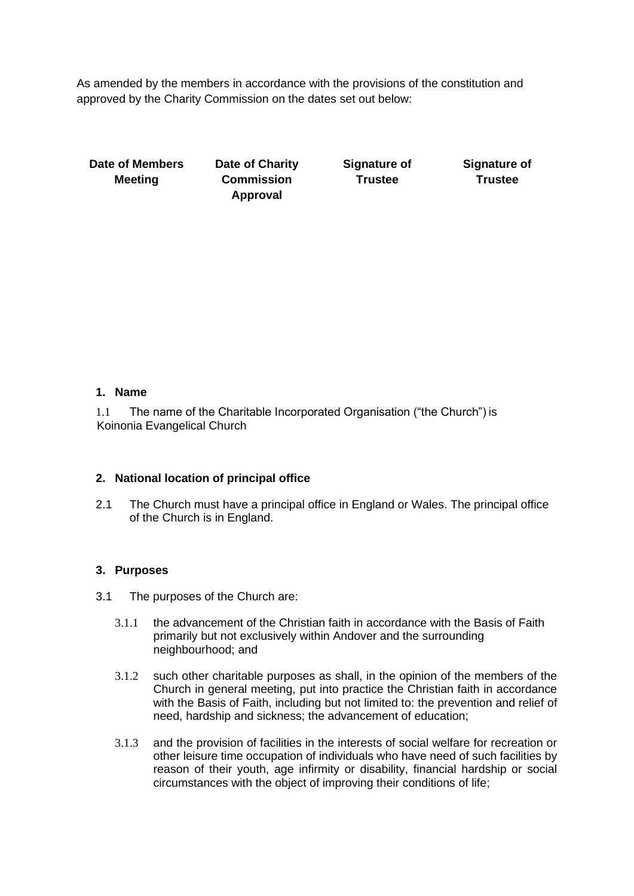As amended by the members in accordance with the provisions of the constitution and approved by the Charity Commission on the dates set out below:

| Date of Members Meeting | Date of Charity Commission Approval | Signature of Trustee | Signature of Trustee |
| --- | --- | --- | --- |
| | | | |

**1. Name**

1.1 The name of the Charitable Incorporated Organisation ("the Church") is Koinonia Evangelical Church

**2. National location of principal office**

2.1 The Church must have a principal office in England or Wales. The principal office of the Church is in England.

**3. Purposes**

3.1 The purposes of the Church are:

3.1.1 the advancement of the Christian faith in accordance with the Basis of Faith primarily but not exclusively within Andover and the surrounding neighbourhood; and

3.1.2 such other charitable purposes as shall, in the opinion of the members of the Church in general meeting, put into practice the Christian faith in accordance with the Basis of Faith, including but not limited to: the prevention and relief of need, hardship and sickness; the advancement of education;

3.1.3 and the provision of facilities in the interests of social welfare for recreation or other leisure time occupation of individuals who have need of such facilities by reason of their youth, age infirmity or disability, financial hardship or social circumstances with the object of improving their conditions of life;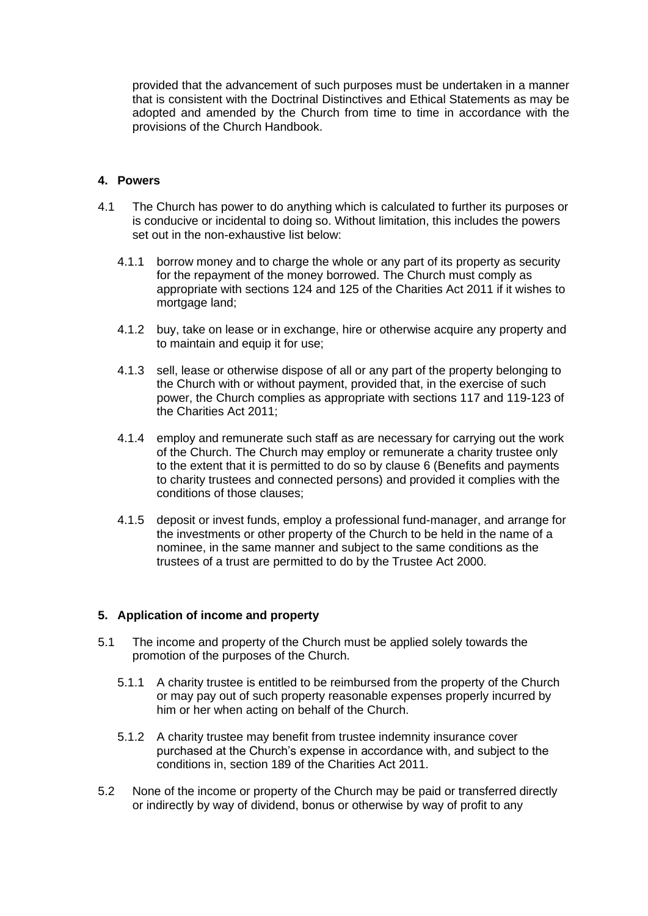provided that the advancement of such purposes must be undertaken in a manner that is consistent with the Doctrinal Distinctives and Ethical Statements as may be adopted and amended by the Church from time to time in accordance with the provisions of the Church Handbook.

## 4. Powers

4.1 The Church has power to do anything which is calculated to further its purposes or is conducive or incidental to doing so. Without limitation, this includes the powers set out in the non-exhaustive list below:

4.1.1 borrow money and to charge the whole or any part of its property as security for the repayment of the money borrowed. The Church must comply as appropriate with sections 124 and 125 of the Charities Act 2011 if it wishes to mortgage land;

4.1.2 buy, take on lease or in exchange, hire or otherwise acquire any property and to maintain and equip it for use;

4.1.3 sell, lease or otherwise dispose of all or any part of the property belonging to the Church with or without payment, provided that, in the exercise of such power, the Church complies as appropriate with sections 117 and 119-123 of the Charities Act 2011;

4.1.4 employ and remunerate such staff as are necessary for carrying out the work of the Church. The Church may employ or remunerate a charity trustee only to the extent that it is permitted to do so by clause 6 (Benefits and payments to charity trustees and connected persons) and provided it complies with the conditions of those clauses;

4.1.5 deposit or invest funds, employ a professional fund-manager, and arrange for the investments or other property of the Church to be held in the name of a nominee, in the same manner and subject to the same conditions as the trustees of a trust are permitted to do by the Trustee Act 2000.

## 5. Application of income and property

5.1 The income and property of the Church must be applied solely towards the promotion of the purposes of the Church.

5.1.1 A charity trustee is entitled to be reimbursed from the property of the Church or may pay out of such property reasonable expenses properly incurred by him or her when acting on behalf of the Church.

5.1.2 A charity trustee may benefit from trustee indemnity insurance cover purchased at the Church's expense in accordance with, and subject to the conditions in, section 189 of the Charities Act 2011.

5.2 None of the income or property of the Church may be paid or transferred directly or indirectly by way of dividend, bonus or otherwise by way of profit to any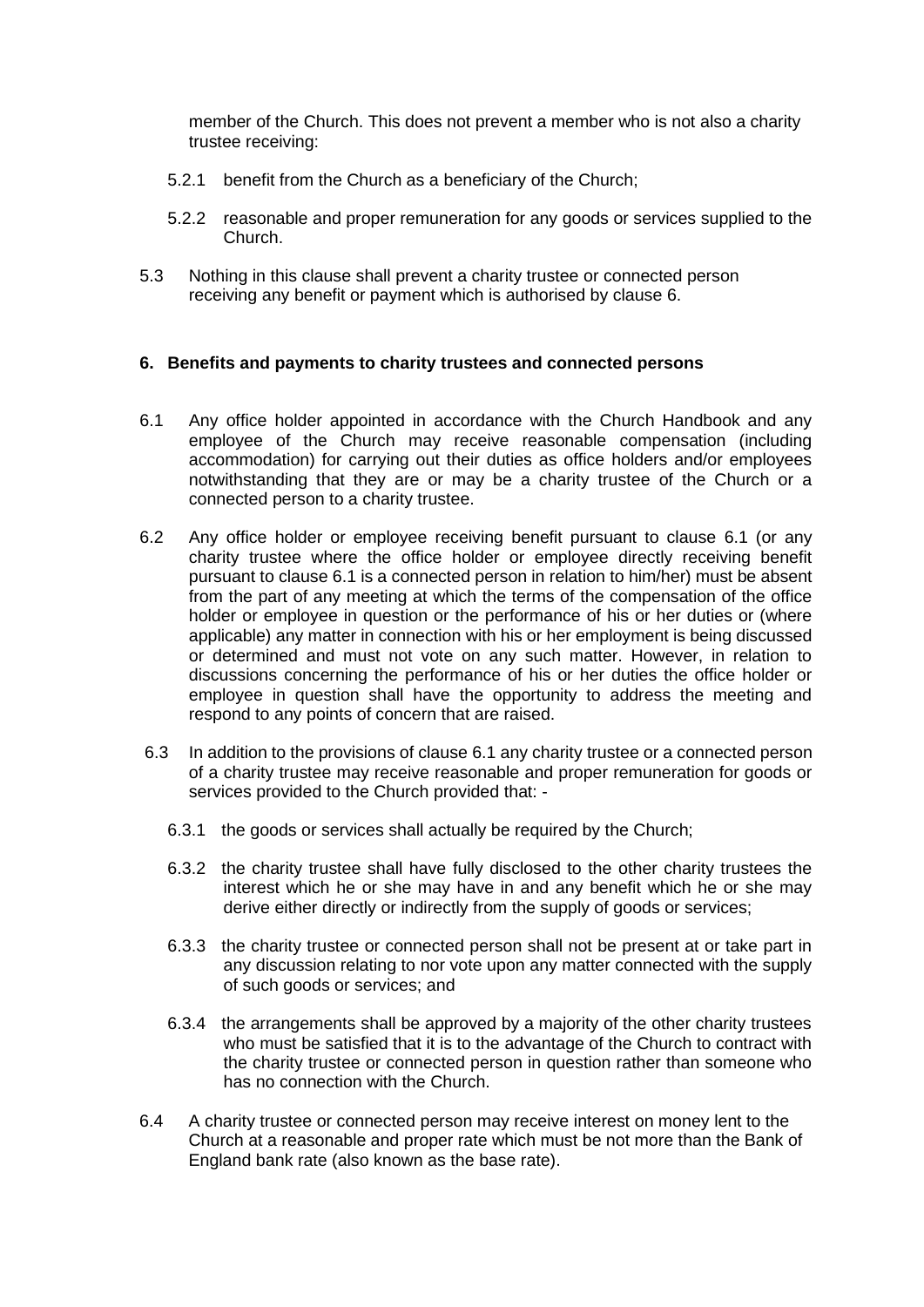member of the Church. This does not prevent a member who is not also a charity trustee receiving:

5.2.1 benefit from the Church as a beneficiary of the Church;

5.2.2 reasonable and proper remuneration for any goods or services supplied to the Church.

5.3 Nothing in this clause shall prevent a charity trustee or connected person receiving any benefit or payment which is authorised by clause 6.

**6. Benefits and payments to charity trustees and connected persons**

6.1 Any office holder appointed in accordance with the Church Handbook and any employee of the Church may receive reasonable compensation (including accommodation) for carrying out their duties as office holders and/or employees notwithstanding that they are or may be a charity trustee of the Church or a connected person to a charity trustee.

6.2 Any office holder or employee receiving benefit pursuant to clause 6.1 (or any charity trustee where the office holder or employee directly receiving benefit pursuant to clause 6.1 is a connected person in relation to him/her) must be absent from the part of any meeting at which the terms of the compensation of the office holder or employee in question or the performance of his or her duties or (where applicable) any matter in connection with his or her employment is being discussed or determined and must not vote on any such matter. However, in relation to discussions concerning the performance of his or her duties the office holder or employee in question shall have the opportunity to address the meeting and respond to any points of concern that are raised.

6.3 In addition to the provisions of clause 6.1 any charity trustee or a connected person of a charity trustee may receive reasonable and proper remuneration for goods or services provided to the Church provided that: -

6.3.1 the goods or services shall actually be required by the Church;

6.3.2 the charity trustee shall have fully disclosed to the other charity trustees the interest which he or she may have in and any benefit which he or she may derive either directly or indirectly from the supply of goods or services;

6.3.3 the charity trustee or connected person shall not be present at or take part in any discussion relating to nor vote upon any matter connected with the supply of such goods or services; and

6.3.4 the arrangements shall be approved by a majority of the other charity trustees who must be satisfied that it is to the advantage of the Church to contract with the charity trustee or connected person in question rather than someone who has no connection with the Church.

6.4 A charity trustee or connected person may receive interest on money lent to the Church at a reasonable and proper rate which must be not more than the Bank of England bank rate (also known as the base rate).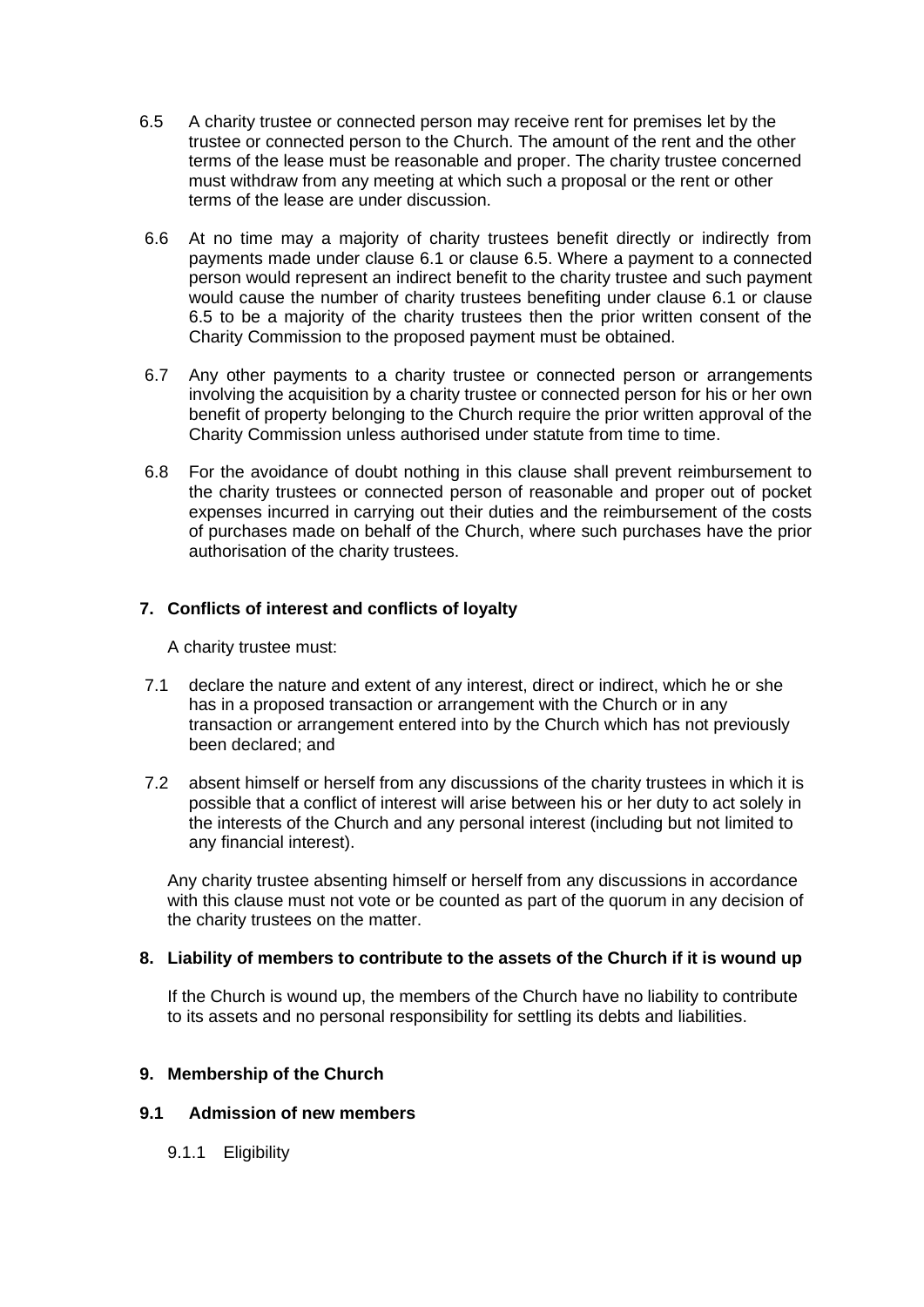6.5 A charity trustee or connected person may receive rent for premises let by the trustee or connected person to the Church. The amount of the rent and the other terms of the lease must be reasonable and proper. The charity trustee concerned must withdraw from any meeting at which such a proposal or the rent or other terms of the lease are under discussion.

6.6 At no time may a majority of charity trustees benefit directly or indirectly from payments made under clause 6.1 or clause 6.5. Where a payment to a connected person would represent an indirect benefit to the charity trustee and such payment would cause the number of charity trustees benefiting under clause 6.1 or clause 6.5 to be a majority of the charity trustees then the prior written consent of the Charity Commission to the proposed payment must be obtained.

6.7 Any other payments to a charity trustee or connected person or arrangements involving the acquisition by a charity trustee or connected person for his or her own benefit of property belonging to the Church require the prior written approval of the Charity Commission unless authorised under statute from time to time.

6.8 For the avoidance of doubt nothing in this clause shall prevent reimbursement to the charity trustees or connected person of reasonable and proper out of pocket expenses incurred in carrying out their duties and the reimbursement of the costs of purchases made on behalf of the Church, where such purchases have the prior authorisation of the charity trustees.

## 7. Conflicts of interest and conflicts of loyalty

A charity trustee must:

7.1 declare the nature and extent of any interest, direct or indirect, which he or she has in a proposed transaction or arrangement with the Church or in any transaction or arrangement entered into by the Church which has not previously been declared; and

7.2 absent himself or herself from any discussions of the charity trustees in which it is possible that a conflict of interest will arise between his or her duty to act solely in the interests of the Church and any personal interest (including but not limited to any financial interest).

Any charity trustee absenting himself or herself from any discussions in accordance with this clause must not vote or be counted as part of the quorum in any decision of the charity trustees on the matter.

## 8. Liability of members to contribute to the assets of the Church if it is wound up

If the Church is wound up, the members of the Church have no liability to contribute to its assets and no personal responsibility for settling its debts and liabilities.

## 9. Membership of the Church

### 9.1 Admission of new members

9.1.1 Eligibility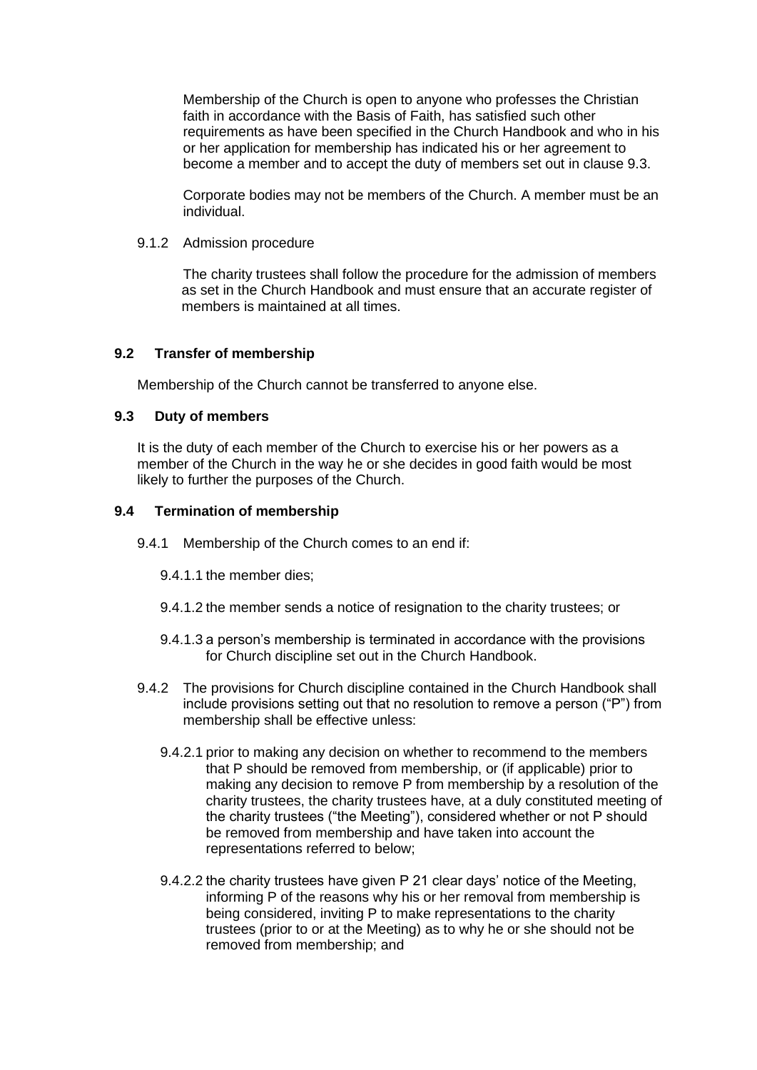Membership of the Church is open to anyone who professes the Christian faith in accordance with the Basis of Faith, has satisfied such other requirements as have been specified in the Church Handbook and who in his or her application for membership has indicated his or her agreement to become a member and to accept the duty of members set out in clause 9.3.

Corporate bodies may not be members of the Church. A member must be an individual.

9.1.2 Admission procedure

The charity trustees shall follow the procedure for the admission of members as set in the Church Handbook and must ensure that an accurate register of members is maintained at all times.

### 9.2 Transfer of membership

Membership of the Church cannot be transferred to anyone else.

### 9.3 Duty of members

It is the duty of each member of the Church to exercise his or her powers as a member of the Church in the way he or she decides in good faith would be most likely to further the purposes of the Church.

### 9.4 Termination of membership

9.4.1 Membership of the Church comes to an end if:

9.4.1.1 the member dies;

9.4.1.2 the member sends a notice of resignation to the charity trustees; or

9.4.1.3 a person's membership is terminated in accordance with the provisions for Church discipline set out in the Church Handbook.

9.4.2 The provisions for Church discipline contained in the Church Handbook shall include provisions setting out that no resolution to remove a person ("P") from membership shall be effective unless:

9.4.2.1 prior to making any decision on whether to recommend to the members that P should be removed from membership, or (if applicable) prior to making any decision to remove P from membership by a resolution of the charity trustees, the charity trustees have, at a duly constituted meeting of the charity trustees ("the Meeting"), considered whether or not P should be removed from membership and have taken into account the representations referred to below;

9.4.2.2 the charity trustees have given P 21 clear days' notice of the Meeting, informing P of the reasons why his or her removal from membership is being considered, inviting P to make representations to the charity trustees (prior to or at the Meeting) as to why he or she should not be removed from membership; and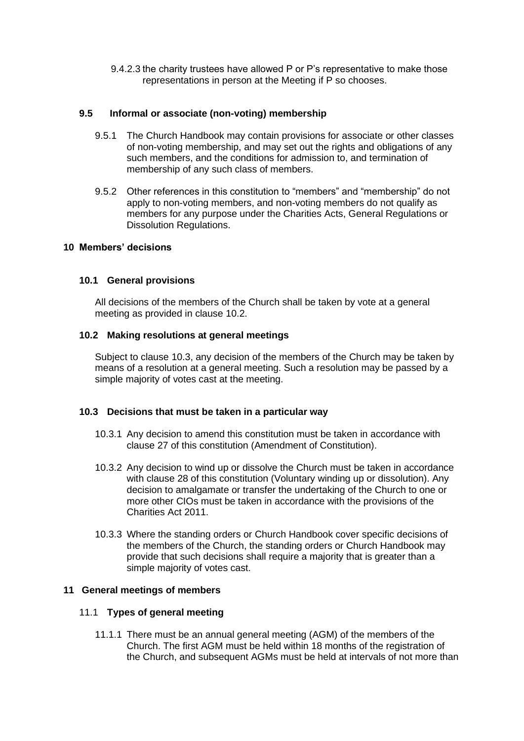9.4.2.3 the charity trustees have allowed P or P's representative to make those representations in person at the Meeting if P so chooses.

### 9.5 Informal or associate (non-voting) membership

9.5.1 The Church Handbook may contain provisions for associate or other classes of non-voting membership, and may set out the rights and obligations of any such members, and the conditions for admission to, and termination of membership of any such class of members.

9.5.2 Other references in this constitution to "members" and "membership" do not apply to non-voting members, and non-voting members do not qualify as members for any purpose under the Charities Acts, General Regulations or Dissolution Regulations.

## 10 Members' decisions

### 10.1 General provisions

All decisions of the members of the Church shall be taken by vote at a general meeting as provided in clause 10.2.

### 10.2 Making resolutions at general meetings

Subject to clause 10.3, any decision of the members of the Church may be taken by means of a resolution at a general meeting. Such a resolution may be passed by a simple majority of votes cast at the meeting.

### 10.3 Decisions that must be taken in a particular way

10.3.1 Any decision to amend this constitution must be taken in accordance with clause 27 of this constitution (Amendment of Constitution).

10.3.2 Any decision to wind up or dissolve the Church must be taken in accordance with clause 28 of this constitution (Voluntary winding up or dissolution). Any decision to amalgamate or transfer the undertaking of the Church to one or more other CIOs must be taken in accordance with the provisions of the Charities Act 2011.

10.3.3 Where the standing orders or Church Handbook cover specific decisions of the members of the Church, the standing orders or Church Handbook may provide that such decisions shall require a majority that is greater than a simple majority of votes cast.

## 11 General meetings of members

### 11.1 Types of general meeting

11.1.1 There must be an annual general meeting (AGM) of the members of the Church. The first AGM must be held within 18 months of the registration of the Church, and subsequent AGMs must be held at intervals of not more than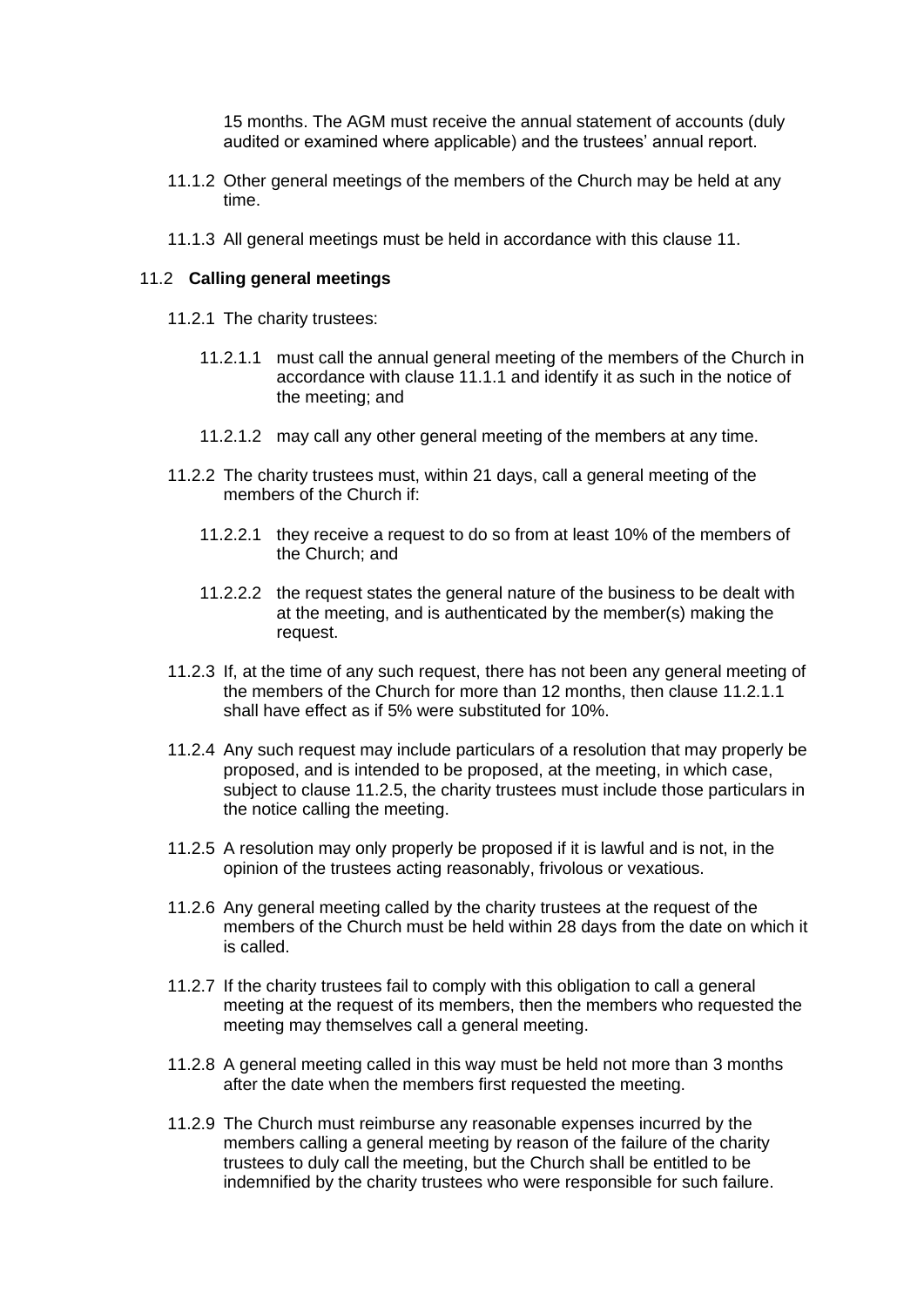15 months. The AGM must receive the annual statement of accounts (duly audited or examined where applicable) and the trustees' annual report.

11.1.2 Other general meetings of the members of the Church may be held at any time.

11.1.3 All general meetings must be held in accordance with this clause 11.

### 11.2 Calling general meetings

11.2.1 The charity trustees:

11.2.1.1 must call the annual general meeting of the members of the Church in accordance with clause 11.1.1 and identify it as such in the notice of the meeting; and

11.2.1.2 may call any other general meeting of the members at any time.

11.2.2 The charity trustees must, within 21 days, call a general meeting of the members of the Church if:

11.2.2.1 they receive a request to do so from at least 10% of the members of the Church; and

11.2.2.2 the request states the general nature of the business to be dealt with at the meeting, and is authenticated by the member(s) making the request.

11.2.3 If, at the time of any such request, there has not been any general meeting of the members of the Church for more than 12 months, then clause 11.2.1.1 shall have effect as if 5% were substituted for 10%.

11.2.4 Any such request may include particulars of a resolution that may properly be proposed, and is intended to be proposed, at the meeting, in which case, subject to clause 11.2.5, the charity trustees must include those particulars in the notice calling the meeting.

11.2.5 A resolution may only properly be proposed if it is lawful and is not, in the opinion of the trustees acting reasonably, frivolous or vexatious.

11.2.6 Any general meeting called by the charity trustees at the request of the members of the Church must be held within 28 days from the date on which it is called.

11.2.7 If the charity trustees fail to comply with this obligation to call a general meeting at the request of its members, then the members who requested the meeting may themselves call a general meeting.

11.2.8 A general meeting called in this way must be held not more than 3 months after the date when the members first requested the meeting.

11.2.9 The Church must reimburse any reasonable expenses incurred by the members calling a general meeting by reason of the failure of the charity trustees to duly call the meeting, but the Church shall be entitled to be indemnified by the charity trustees who were responsible for such failure.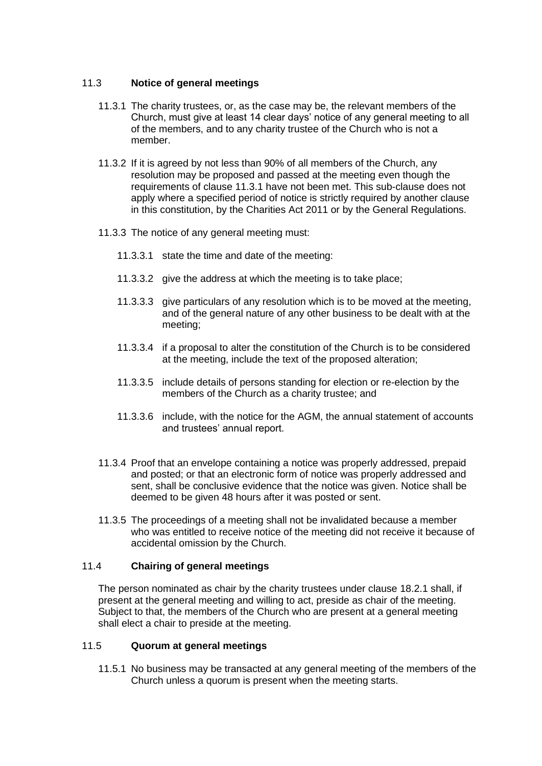### 11.3 Notice of general meetings

11.3.1 The charity trustees, or, as the case may be, the relevant members of the Church, must give at least 14 clear days' notice of any general meeting to all of the members, and to any charity trustee of the Church who is not a member.

11.3.2 If it is agreed by not less than 90% of all members of the Church, any resolution may be proposed and passed at the meeting even though the requirements of clause 11.3.1 have not been met. This sub-clause does not apply where a specified period of notice is strictly required by another clause in this constitution, by the Charities Act 2011 or by the General Regulations.

11.3.3 The notice of any general meeting must:

11.3.3.1 state the time and date of the meeting:

11.3.3.2 give the address at which the meeting is to take place;

11.3.3.3 give particulars of any resolution which is to be moved at the meeting, and of the general nature of any other business to be dealt with at the meeting;

11.3.3.4 if a proposal to alter the constitution of the Church is to be considered at the meeting, include the text of the proposed alteration;

11.3.3.5 include details of persons standing for election or re-election by the members of the Church as a charity trustee; and

11.3.3.6 include, with the notice for the AGM, the annual statement of accounts and trustees' annual report.

11.3.4 Proof that an envelope containing a notice was properly addressed, prepaid and posted; or that an electronic form of notice was properly addressed and sent, shall be conclusive evidence that the notice was given. Notice shall be deemed to be given 48 hours after it was posted or sent.

11.3.5 The proceedings of a meeting shall not be invalidated because a member who was entitled to receive notice of the meeting did not receive it because of accidental omission by the Church.

### 11.4 Chairing of general meetings

The person nominated as chair by the charity trustees under clause 18.2.1 shall, if present at the general meeting and willing to act, preside as chair of the meeting. Subject to that, the members of the Church who are present at a general meeting shall elect a chair to preside at the meeting.

### 11.5 Quorum at general meetings

11.5.1 No business may be transacted at any general meeting of the members of the Church unless a quorum is present when the meeting starts.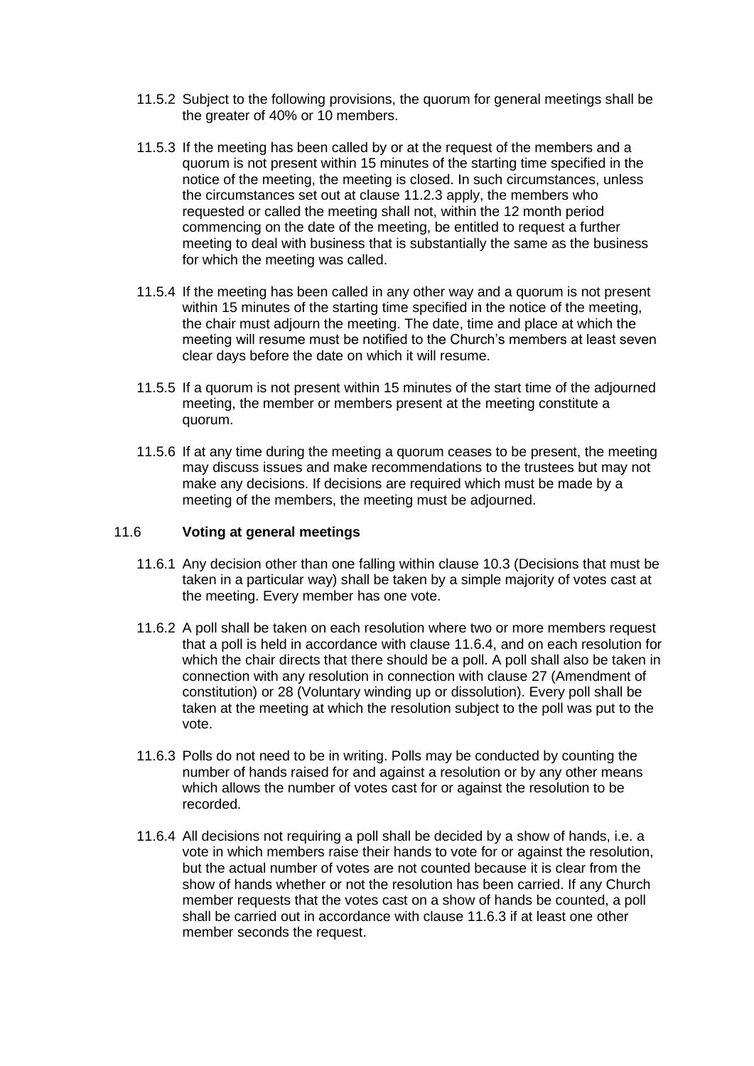11.5.2 Subject to the following provisions, the quorum for general meetings shall be the greater of 40% or 10 members.

11.5.3 If the meeting has been called by or at the request of the members and a quorum is not present within 15 minutes of the starting time specified in the notice of the meeting, the meeting is closed. In such circumstances, unless the circumstances set out at clause 11.2.3 apply, the members who requested or called the meeting shall not, within the 12 month period commencing on the date of the meeting, be entitled to request a further meeting to deal with business that is substantially the same as the business for which the meeting was called.

11.5.4 If the meeting has been called in any other way and a quorum is not present within 15 minutes of the starting time specified in the notice of the meeting, the chair must adjourn the meeting. The date, time and place at which the meeting will resume must be notified to the Church's members at least seven clear days before the date on which it will resume.

11.5.5 If a quorum is not present within 15 minutes of the start time of the adjourned meeting, the member or members present at the meeting constitute a quorum.

11.5.6 If at any time during the meeting a quorum ceases to be present, the meeting may discuss issues and make recommendations to the trustees but may not make any decisions. If decisions are required which must be made by a meeting of the members, the meeting must be adjourned.

### 11.6 **Voting at general meetings**

11.6.1 Any decision other than one falling within clause 10.3 (Decisions that must be taken in a particular way) shall be taken by a simple majority of votes cast at the meeting. Every member has one vote.

11.6.2 A poll shall be taken on each resolution where two or more members request that a poll is held in accordance with clause 11.6.4, and on each resolution for which the chair directs that there should be a poll. A poll shall also be taken in connection with any resolution in connection with clause 27 (Amendment of constitution) or 28 (Voluntary winding up or dissolution). Every poll shall be taken at the meeting at which the resolution subject to the poll was put to the vote.

11.6.3 Polls do not need to be in writing. Polls may be conducted by counting the number of hands raised for and against a resolution or by any other means which allows the number of votes cast for or against the resolution to be recorded.

11.6.4 All decisions not requiring a poll shall be decided by a show of hands, i.e. a vote in which members raise their hands to vote for or against the resolution, but the actual number of votes are not counted because it is clear from the show of hands whether or not the resolution has been carried. If any Church member requests that the votes cast on a show of hands be counted, a poll shall be carried out in accordance with clause 11.6.3 if at least one other member seconds the request.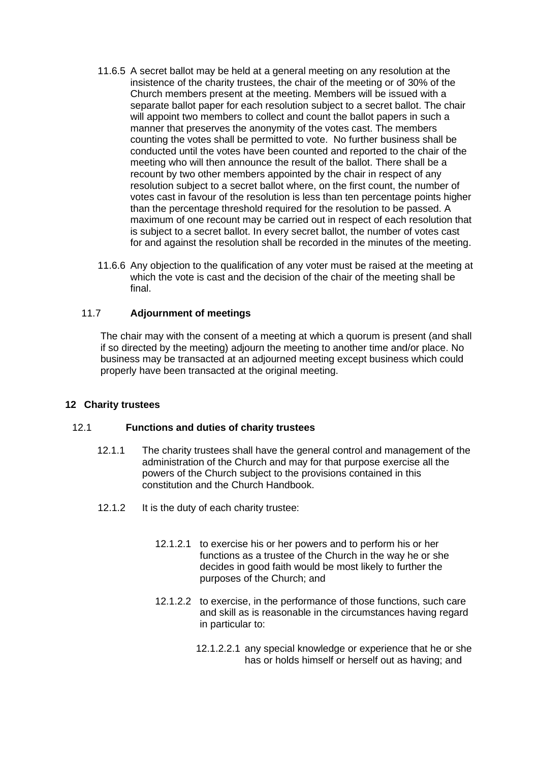11.6.5 A secret ballot may be held at a general meeting on any resolution at the insistence of the charity trustees, the chair of the meeting or of 30% of the Church members present at the meeting. Members will be issued with a separate ballot paper for each resolution subject to a secret ballot. The chair will appoint two members to collect and count the ballot papers in such a manner that preserves the anonymity of the votes cast. The members counting the votes shall be permitted to vote. No further business shall be conducted until the votes have been counted and reported to the chair of the meeting who will then announce the result of the ballot. There shall be a recount by two other members appointed by the chair in respect of any resolution subject to a secret ballot where, on the first count, the number of votes cast in favour of the resolution is less than ten percentage points higher than the percentage threshold required for the resolution to be passed. A maximum of one recount may be carried out in respect of each resolution that is subject to a secret ballot. In every secret ballot, the number of votes cast for and against the resolution shall be recorded in the minutes of the meeting.

11.6.6 Any objection to the qualification of any voter must be raised at the meeting at which the vote is cast and the decision of the chair of the meeting shall be final.

### 11.7 Adjournment of meetings

The chair may with the consent of a meeting at which a quorum is present (and shall if so directed by the meeting) adjourn the meeting to another time and/or place. No business may be transacted at an adjourned meeting except business which could properly have been transacted at the original meeting.

## 12 Charity trustees

### 12.1 Functions and duties of charity trustees

12.1.1 The charity trustees shall have the general control and management of the administration of the Church and may for that purpose exercise all the powers of the Church subject to the provisions contained in this constitution and the Church Handbook.

12.1.2 It is the duty of each charity trustee:

12.1.2.1 to exercise his or her powers and to perform his or her functions as a trustee of the Church in the way he or she decides in good faith would be most likely to further the purposes of the Church; and

12.1.2.2 to exercise, in the performance of those functions, such care and skill as is reasonable in the circumstances having regard in particular to:

12.1.2.2.1 any special knowledge or experience that he or she has or holds himself or herself out as having; and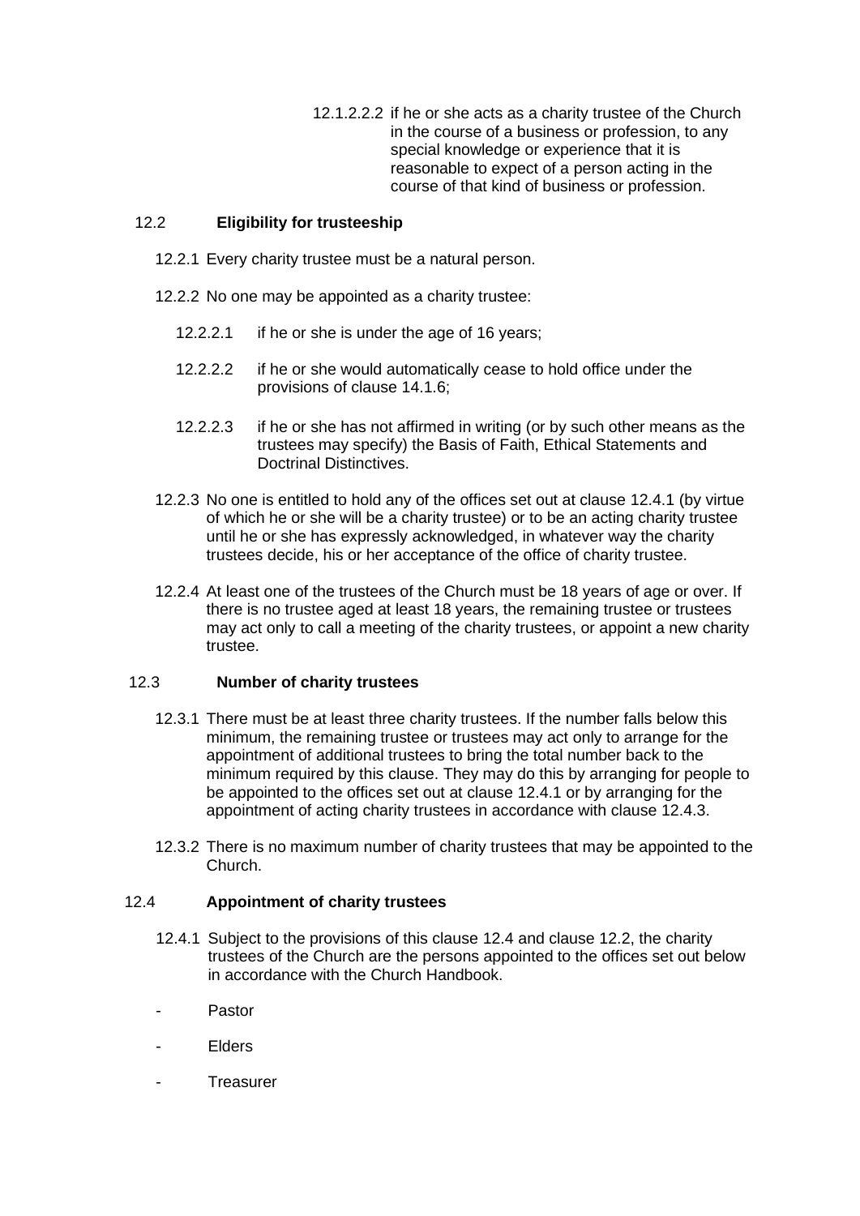12.1.2.2.2 if he or she acts as a charity trustee of the Church in the course of a business or profession, to any special knowledge or experience that it is reasonable to expect of a person acting in the course of that kind of business or profession.

### 12.2 Eligibility for trusteeship

12.2.1 Every charity trustee must be a natural person.

12.2.2 No one may be appointed as a charity trustee:

12.2.2.1 if he or she is under the age of 16 years;

12.2.2.2 if he or she would automatically cease to hold office under the provisions of clause 14.1.6;

12.2.2.3 if he or she has not affirmed in writing (or by such other means as the trustees may specify) the Basis of Faith, Ethical Statements and Doctrinal Distinctives.

12.2.3 No one is entitled to hold any of the offices set out at clause 12.4.1 (by virtue of which he or she will be a charity trustee) or to be an acting charity trustee until he or she has expressly acknowledged, in whatever way the charity trustees decide, his or her acceptance of the office of charity trustee.

12.2.4 At least one of the trustees of the Church must be 18 years of age or over. If there is no trustee aged at least 18 years, the remaining trustee or trustees may act only to call a meeting of the charity trustees, or appoint a new charity trustee.

### 12.3 Number of charity trustees

12.3.1 There must be at least three charity trustees. If the number falls below this minimum, the remaining trustee or trustees may act only to arrange for the appointment of additional trustees to bring the total number back to the minimum required by this clause. They may do this by arranging for people to be appointed to the offices set out at clause 12.4.1 or by arranging for the appointment of acting charity trustees in accordance with clause 12.4.3.

12.3.2 There is no maximum number of charity trustees that may be appointed to the Church.

### 12.4 Appointment of charity trustees

12.4.1 Subject to the provisions of this clause 12.4 and clause 12.2, the charity trustees of the Church are the persons appointed to the offices set out below in accordance with the Church Handbook.

- Pastor
- Elders
- Treasurer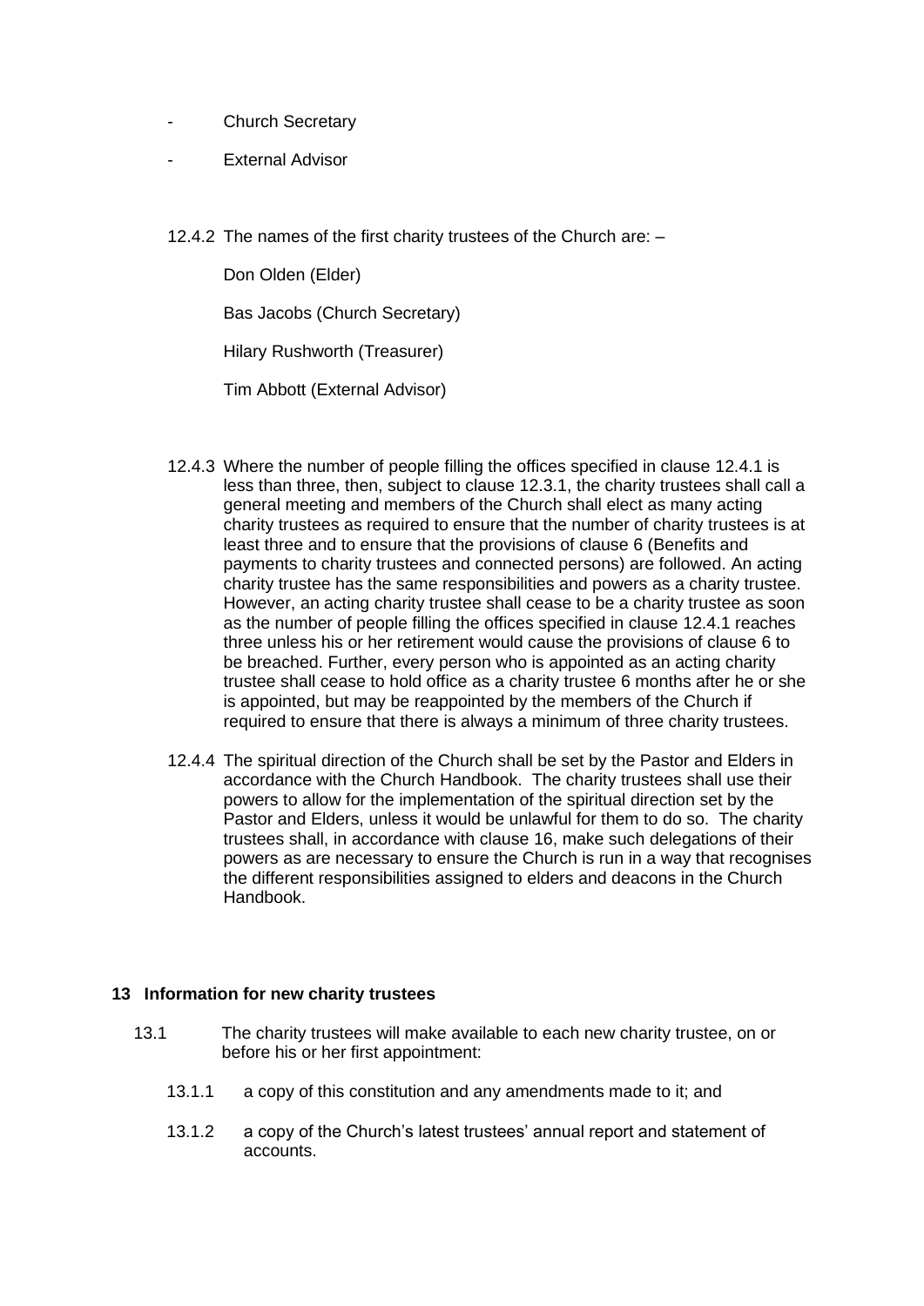- Church Secretary
- External Advisor

12.4.2 The names of the first charity trustees of the Church are: –

Don Olden (Elder)

Bas Jacobs (Church Secretary)

Hilary Rushworth (Treasurer)

Tim Abbott (External Advisor)

12.4.3 Where the number of people filling the offices specified in clause 12.4.1 is less than three, then, subject to clause 12.3.1, the charity trustees shall call a general meeting and members of the Church shall elect as many acting charity trustees as required to ensure that the number of charity trustees is at least three and to ensure that the provisions of clause 6 (Benefits and payments to charity trustees and connected persons) are followed. An acting charity trustee has the same responsibilities and powers as a charity trustee. However, an acting charity trustee shall cease to be a charity trustee as soon as the number of people filling the offices specified in clause 12.4.1 reaches three unless his or her retirement would cause the provisions of clause 6 to be breached. Further, every person who is appointed as an acting charity trustee shall cease to hold office as a charity trustee 6 months after he or she is appointed, but may be reappointed by the members of the Church if required to ensure that there is always a minimum of three charity trustees.

12.4.4 The spiritual direction of the Church shall be set by the Pastor and Elders in accordance with the Church Handbook. The charity trustees shall use their powers to allow for the implementation of the spiritual direction set by the Pastor and Elders, unless it would be unlawful for them to do so. The charity trustees shall, in accordance with clause 16, make such delegations of their powers as are necessary to ensure the Church is run in a way that recognises the different responsibilities assigned to elders and deacons in the Church Handbook.

## 13 Information for new charity trustees

13.1 The charity trustees will make available to each new charity trustee, on or before his or her first appointment:

13.1.1 a copy of this constitution and any amendments made to it; and

13.1.2 a copy of the Church's latest trustees' annual report and statement of accounts.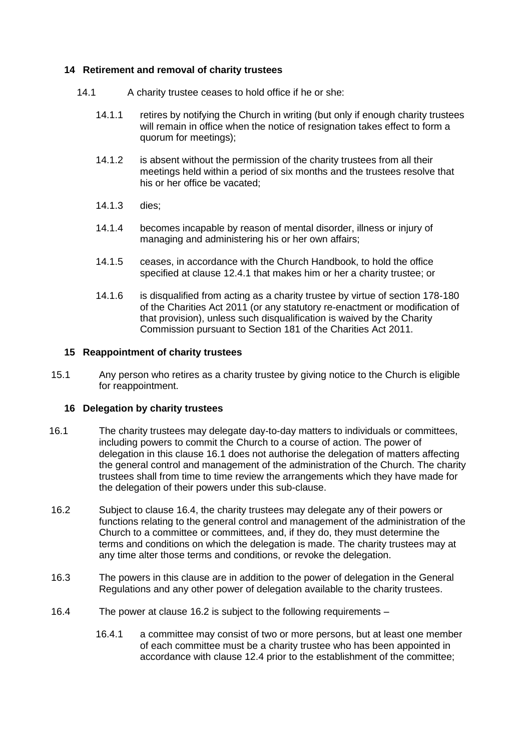## 14 Retirement and removal of charity trustees

14.1 A charity trustee ceases to hold office if he or she:

14.1.1 retires by notifying the Church in writing (but only if enough charity trustees will remain in office when the notice of resignation takes effect to form a quorum for meetings);

14.1.2 is absent without the permission of the charity trustees from all their meetings held within a period of six months and the trustees resolve that his or her office be vacated;

14.1.3 dies;

14.1.4 becomes incapable by reason of mental disorder, illness or injury of managing and administering his or her own affairs;

14.1.5 ceases, in accordance with the Church Handbook, to hold the office specified at clause 12.4.1 that makes him or her a charity trustee; or

14.1.6 is disqualified from acting as a charity trustee by virtue of section 178-180 of the Charities Act 2011 (or any statutory re-enactment or modification of that provision), unless such disqualification is waived by the Charity Commission pursuant to Section 181 of the Charities Act 2011.

## 15 Reappointment of charity trustees

15.1 Any person who retires as a charity trustee by giving notice to the Church is eligible for reappointment.

## 16 Delegation by charity trustees

16.1 The charity trustees may delegate day-to-day matters to individuals or committees, including powers to commit the Church to a course of action. The power of delegation in this clause 16.1 does not authorise the delegation of matters affecting the general control and management of the administration of the Church. The charity trustees shall from time to time review the arrangements which they have made for the delegation of their powers under this sub-clause.

16.2 Subject to clause 16.4, the charity trustees may delegate any of their powers or functions relating to the general control and management of the administration of the Church to a committee or committees, and, if they do, they must determine the terms and conditions on which the delegation is made. The charity trustees may at any time alter those terms and conditions, or revoke the delegation.

16.3 The powers in this clause are in addition to the power of delegation in the General Regulations and any other power of delegation available to the charity trustees.

16.4 The power at clause 16.2 is subject to the following requirements –

16.4.1 a committee may consist of two or more persons, but at least one member of each committee must be a charity trustee who has been appointed in accordance with clause 12.4 prior to the establishment of the committee;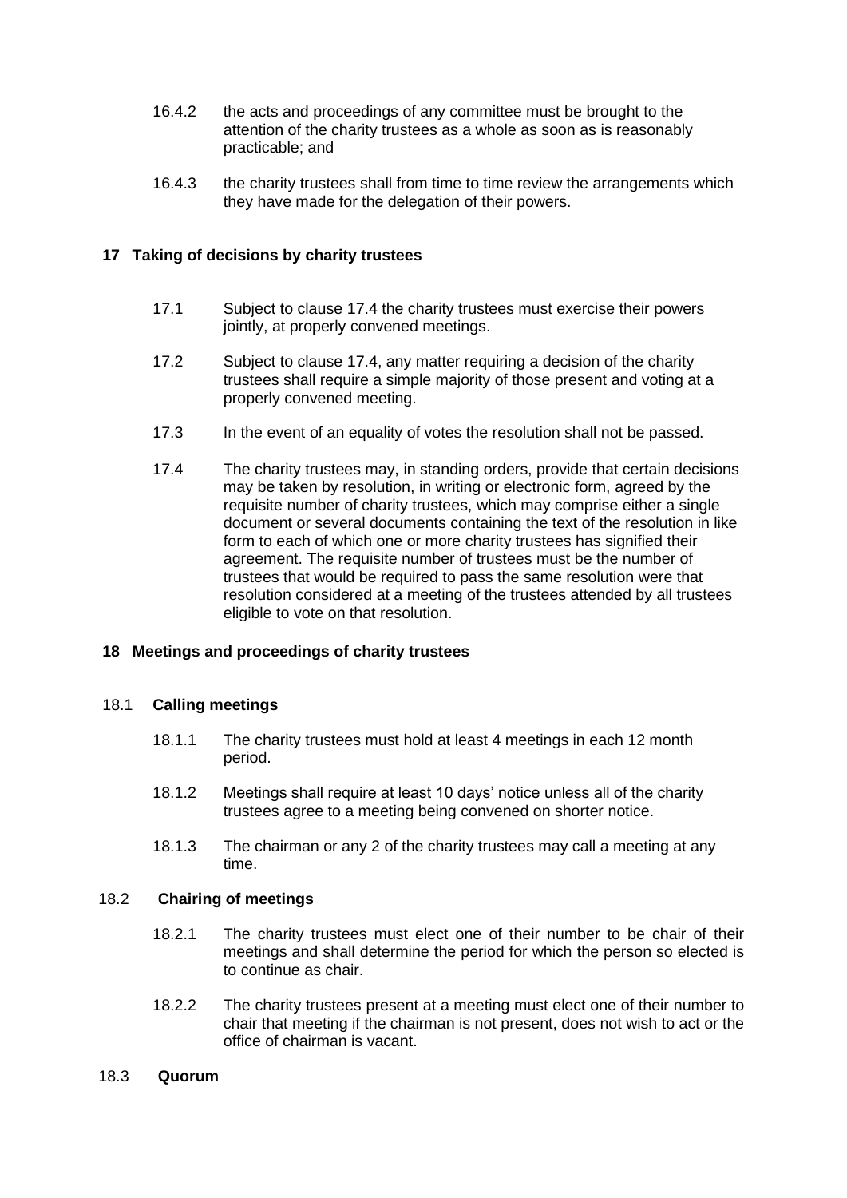16.4.2 the acts and proceedings of any committee must be brought to the attention of the charity trustees as a whole as soon as is reasonably practicable; and

16.4.3 the charity trustees shall from time to time review the arrangements which they have made for the delegation of their powers.

## 17 Taking of decisions by charity trustees

17.1 Subject to clause 17.4 the charity trustees must exercise their powers jointly, at properly convened meetings.

17.2 Subject to clause 17.4, any matter requiring a decision of the charity trustees shall require a simple majority of those present and voting at a properly convened meeting.

17.3 In the event of an equality of votes the resolution shall not be passed.

17.4 The charity trustees may, in standing orders, provide that certain decisions may be taken by resolution, in writing or electronic form, agreed by the requisite number of charity trustees, which may comprise either a single document or several documents containing the text of the resolution in like form to each of which one or more charity trustees has signified their agreement. The requisite number of trustees must be the number of trustees that would be required to pass the same resolution were that resolution considered at a meeting of the trustees attended by all trustees eligible to vote on that resolution.

## 18 Meetings and proceedings of charity trustees

### 18.1 Calling meetings

18.1.1 The charity trustees must hold at least 4 meetings in each 12 month period.

18.1.2 Meetings shall require at least 10 days' notice unless all of the charity trustees agree to a meeting being convened on shorter notice.

18.1.3 The chairman or any 2 of the charity trustees may call a meeting at any time.

### 18.2 Chairing of meetings

18.2.1 The charity trustees must elect one of their number to be chair of their meetings and shall determine the period for which the person so elected is to continue as chair.

18.2.2 The charity trustees present at a meeting must elect one of their number to chair that meeting if the chairman is not present, does not wish to act or the office of chairman is vacant.

### 18.3 Quorum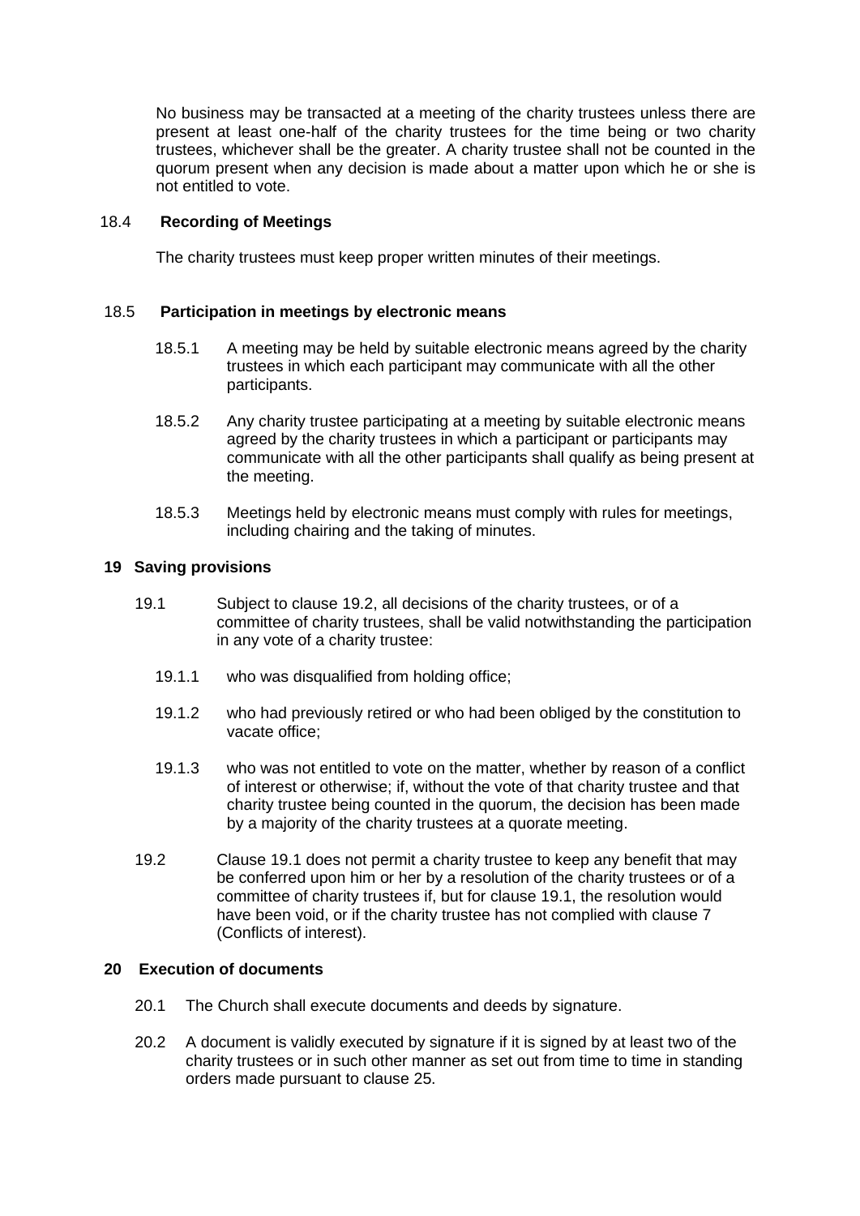No business may be transacted at a meeting of the charity trustees unless there are present at least one-half of the charity trustees for the time being or two charity trustees, whichever shall be the greater. A charity trustee shall not be counted in the quorum present when any decision is made about a matter upon which he or she is not entitled to vote.

### 18.4 Recording of Meetings

The charity trustees must keep proper written minutes of their meetings.

### 18.5 Participation in meetings by electronic means

18.5.1 A meeting may be held by suitable electronic means agreed by the charity trustees in which each participant may communicate with all the other participants.

18.5.2 Any charity trustee participating at a meeting by suitable electronic means agreed by the charity trustees in which a participant or participants may communicate with all the other participants shall qualify as being present at the meeting.

18.5.3 Meetings held by electronic means must comply with rules for meetings, including chairing and the taking of minutes.

## 19 Saving provisions

19.1 Subject to clause 19.2, all decisions of the charity trustees, or of a committee of charity trustees, shall be valid notwithstanding the participation in any vote of a charity trustee:

19.1.1 who was disqualified from holding office;

19.1.2 who had previously retired or who had been obliged by the constitution to vacate office;

19.1.3 who was not entitled to vote on the matter, whether by reason of a conflict of interest or otherwise; if, without the vote of that charity trustee and that charity trustee being counted in the quorum, the decision has been made by a majority of the charity trustees at a quorate meeting.

19.2 Clause 19.1 does not permit a charity trustee to keep any benefit that may be conferred upon him or her by a resolution of the charity trustees or of a committee of charity trustees if, but for clause 19.1, the resolution would have been void, or if the charity trustee has not complied with clause 7 (Conflicts of interest).

## 20 Execution of documents

20.1 The Church shall execute documents and deeds by signature.

20.2 A document is validly executed by signature if it is signed by at least two of the charity trustees or in such other manner as set out from time to time in standing orders made pursuant to clause 25.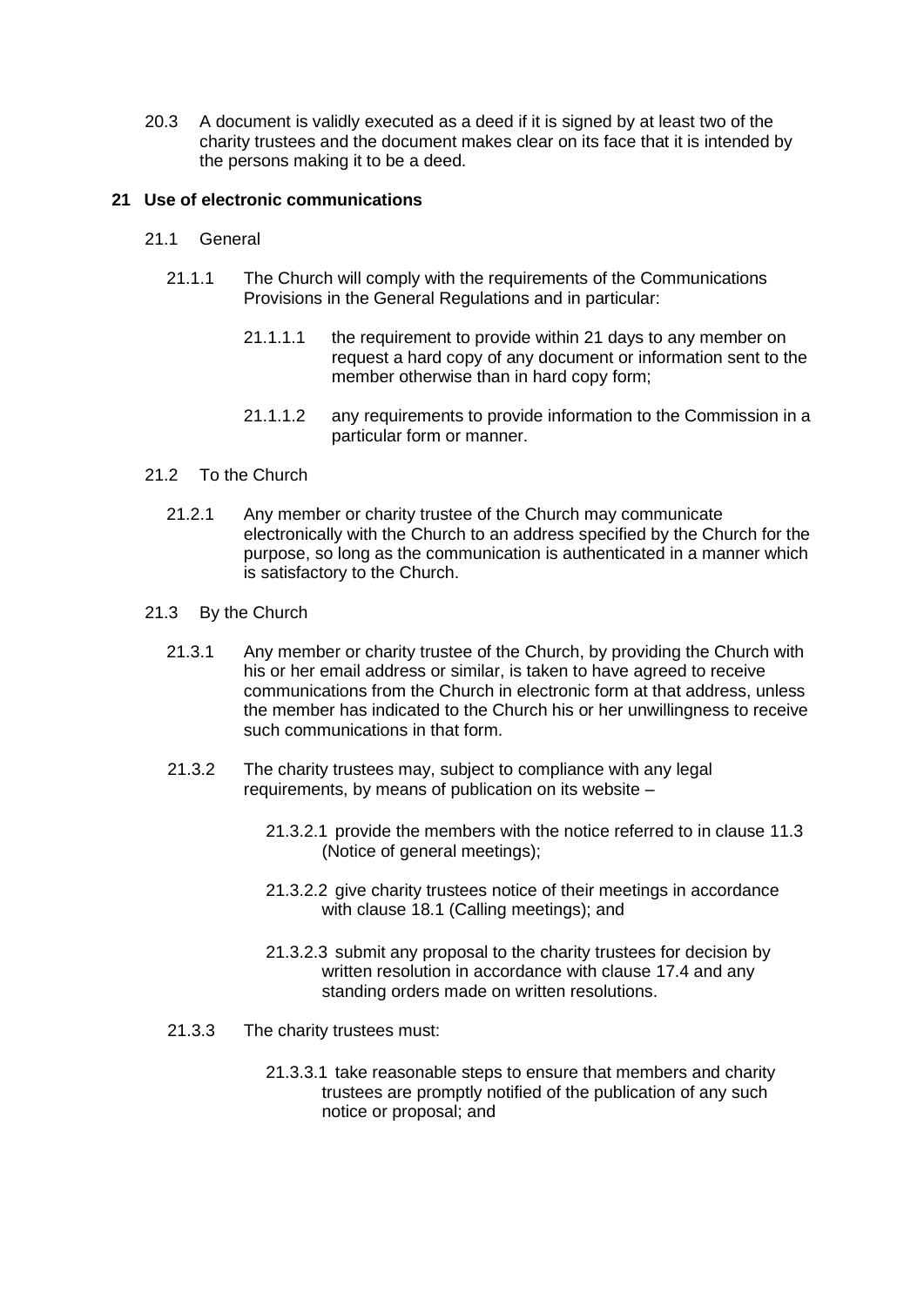20.3 A document is validly executed as a deed if it is signed by at least two of the charity trustees and the document makes clear on its face that it is intended by the persons making it to be a deed.

## 21 Use of electronic communications

21.1 General

21.1.1 The Church will comply with the requirements of the Communications Provisions in the General Regulations and in particular:

21.1.1.1 the requirement to provide within 21 days to any member on request a hard copy of any document or information sent to the member otherwise than in hard copy form;

21.1.1.2 any requirements to provide information to the Commission in a particular form or manner.

21.2 To the Church

21.2.1 Any member or charity trustee of the Church may communicate electronically with the Church to an address specified by the Church for the purpose, so long as the communication is authenticated in a manner which is satisfactory to the Church.

21.3 By the Church

21.3.1 Any member or charity trustee of the Church, by providing the Church with his or her email address or similar, is taken to have agreed to receive communications from the Church in electronic form at that address, unless the member has indicated to the Church his or her unwillingness to receive such communications in that form.

21.3.2 The charity trustees may, subject to compliance with any legal requirements, by means of publication on its website –

21.3.2.1 provide the members with the notice referred to in clause 11.3 (Notice of general meetings);

21.3.2.2 give charity trustees notice of their meetings in accordance with clause 18.1 (Calling meetings); and

21.3.2.3 submit any proposal to the charity trustees for decision by written resolution in accordance with clause 17.4 and any standing orders made on written resolutions.

21.3.3 The charity trustees must:

21.3.3.1 take reasonable steps to ensure that members and charity trustees are promptly notified of the publication of any such notice or proposal; and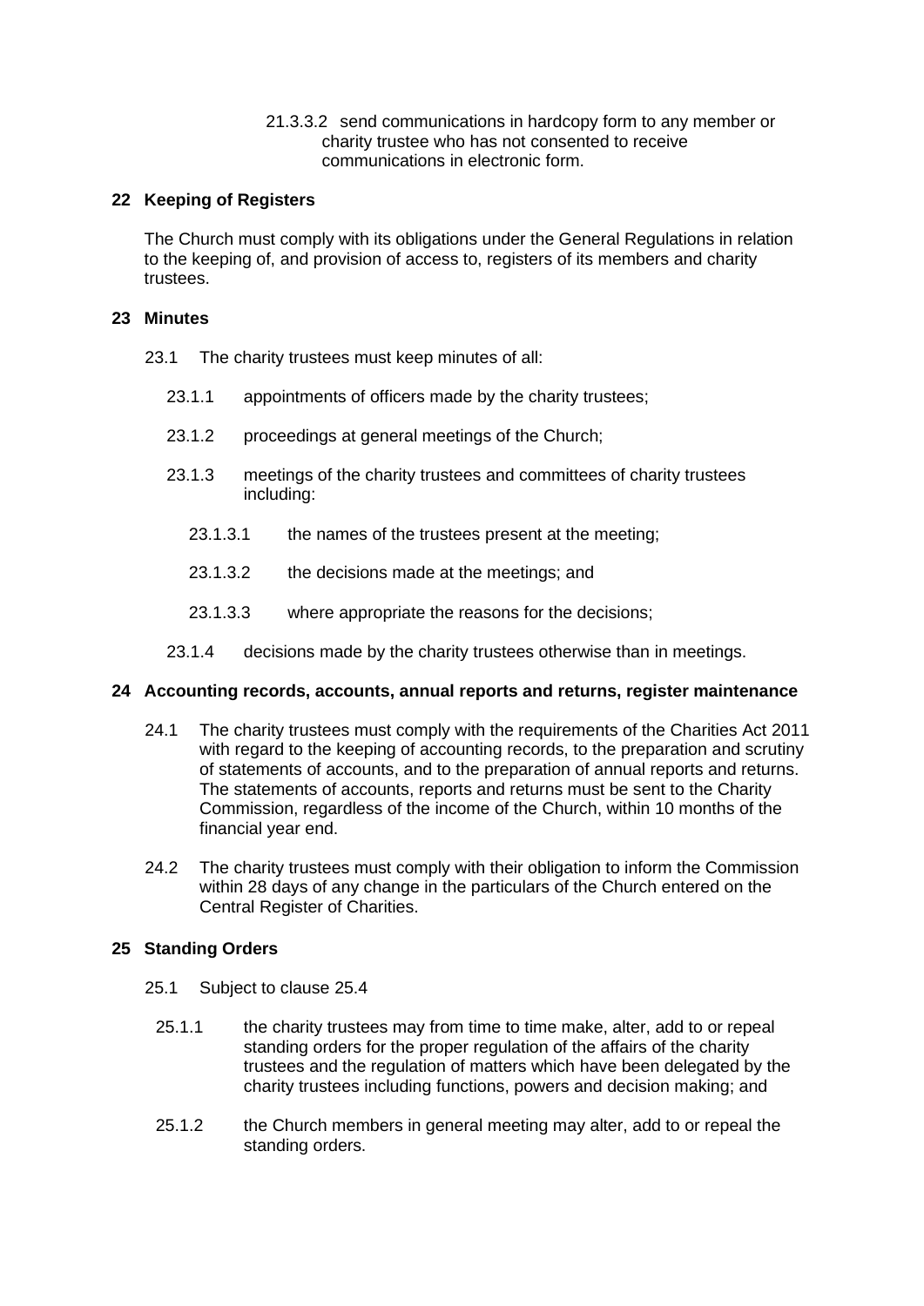21.3.3.2 send communications in hardcopy form to any member or charity trustee who has not consented to receive communications in electronic form.

## 22 Keeping of Registers

The Church must comply with its obligations under the General Regulations in relation to the keeping of, and provision of access to, registers of its members and charity trustees.

## 23 Minutes

23.1 The charity trustees must keep minutes of all:

23.1.1 appointments of officers made by the charity trustees;

23.1.2 proceedings at general meetings of the Church;

23.1.3 meetings of the charity trustees and committees of charity trustees including:

23.1.3.1 the names of the trustees present at the meeting;

23.1.3.2 the decisions made at the meetings; and

23.1.3.3 where appropriate the reasons for the decisions;

23.1.4 decisions made by the charity trustees otherwise than in meetings.

## 24 Accounting records, accounts, annual reports and returns, register maintenance

24.1 The charity trustees must comply with the requirements of the Charities Act 2011 with regard to the keeping of accounting records, to the preparation and scrutiny of statements of accounts, and to the preparation of annual reports and returns. The statements of accounts, reports and returns must be sent to the Charity Commission, regardless of the income of the Church, within 10 months of the financial year end.

24.2 The charity trustees must comply with their obligation to inform the Commission within 28 days of any change in the particulars of the Church entered on the Central Register of Charities.

## 25 Standing Orders

25.1 Subject to clause 25.4

25.1.1 the charity trustees may from time to time make, alter, add to or repeal standing orders for the proper regulation of the affairs of the charity trustees and the regulation of matters which have been delegated by the charity trustees including functions, powers and decision making; and

25.1.2 the Church members in general meeting may alter, add to or repeal the standing orders.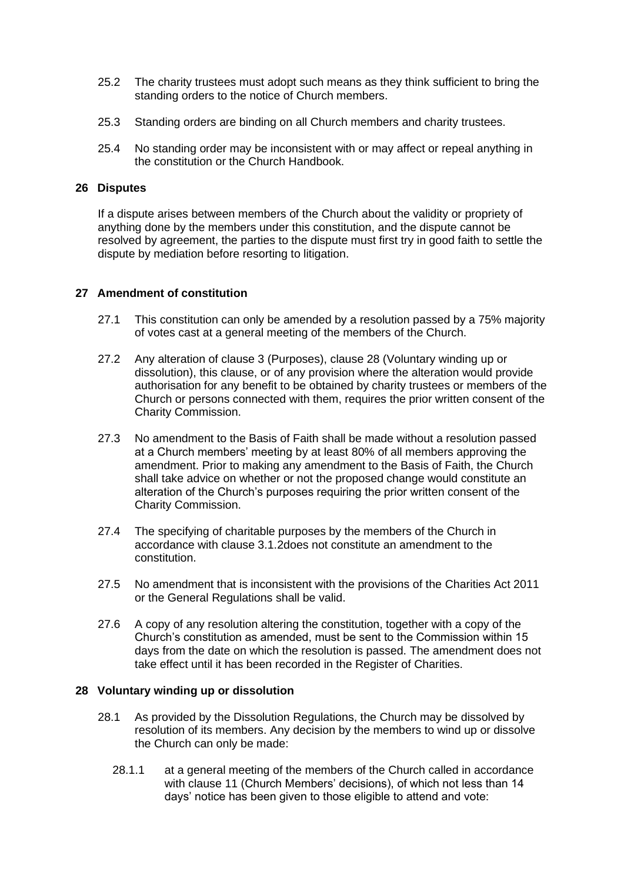25.2 The charity trustees must adopt such means as they think sufficient to bring the standing orders to the notice of Church members.

25.3 Standing orders are binding on all Church members and charity trustees.

25.4 No standing order may be inconsistent with or may affect or repeal anything in the constitution or the Church Handbook.

## 26 Disputes

If a dispute arises between members of the Church about the validity or propriety of anything done by the members under this constitution, and the dispute cannot be resolved by agreement, the parties to the dispute must first try in good faith to settle the dispute by mediation before resorting to litigation.

## 27 Amendment of constitution

27.1 This constitution can only be amended by a resolution passed by a 75% majority of votes cast at a general meeting of the members of the Church.

27.2 Any alteration of clause 3 (Purposes), clause 28 (Voluntary winding up or dissolution), this clause, or of any provision where the alteration would provide authorisation for any benefit to be obtained by charity trustees or members of the Church or persons connected with them, requires the prior written consent of the Charity Commission.

27.3 No amendment to the Basis of Faith shall be made without a resolution passed at a Church members' meeting by at least 80% of all members approving the amendment. Prior to making any amendment to the Basis of Faith, the Church shall take advice on whether or not the proposed change would constitute an alteration of the Church's purposes requiring the prior written consent of the Charity Commission.

27.4 The specifying of charitable purposes by the members of the Church in accordance with clause 3.1.2does not constitute an amendment to the constitution.

27.5 No amendment that is inconsistent with the provisions of the Charities Act 2011 or the General Regulations shall be valid.

27.6 A copy of any resolution altering the constitution, together with a copy of the Church's constitution as amended, must be sent to the Commission within 15 days from the date on which the resolution is passed. The amendment does not take effect until it has been recorded in the Register of Charities.

## 28 Voluntary winding up or dissolution

28.1 As provided by the Dissolution Regulations, the Church may be dissolved by resolution of its members. Any decision by the members to wind up or dissolve the Church can only be made:

28.1.1 at a general meeting of the members of the Church called in accordance with clause 11 (Church Members' decisions), of which not less than 14 days' notice has been given to those eligible to attend and vote: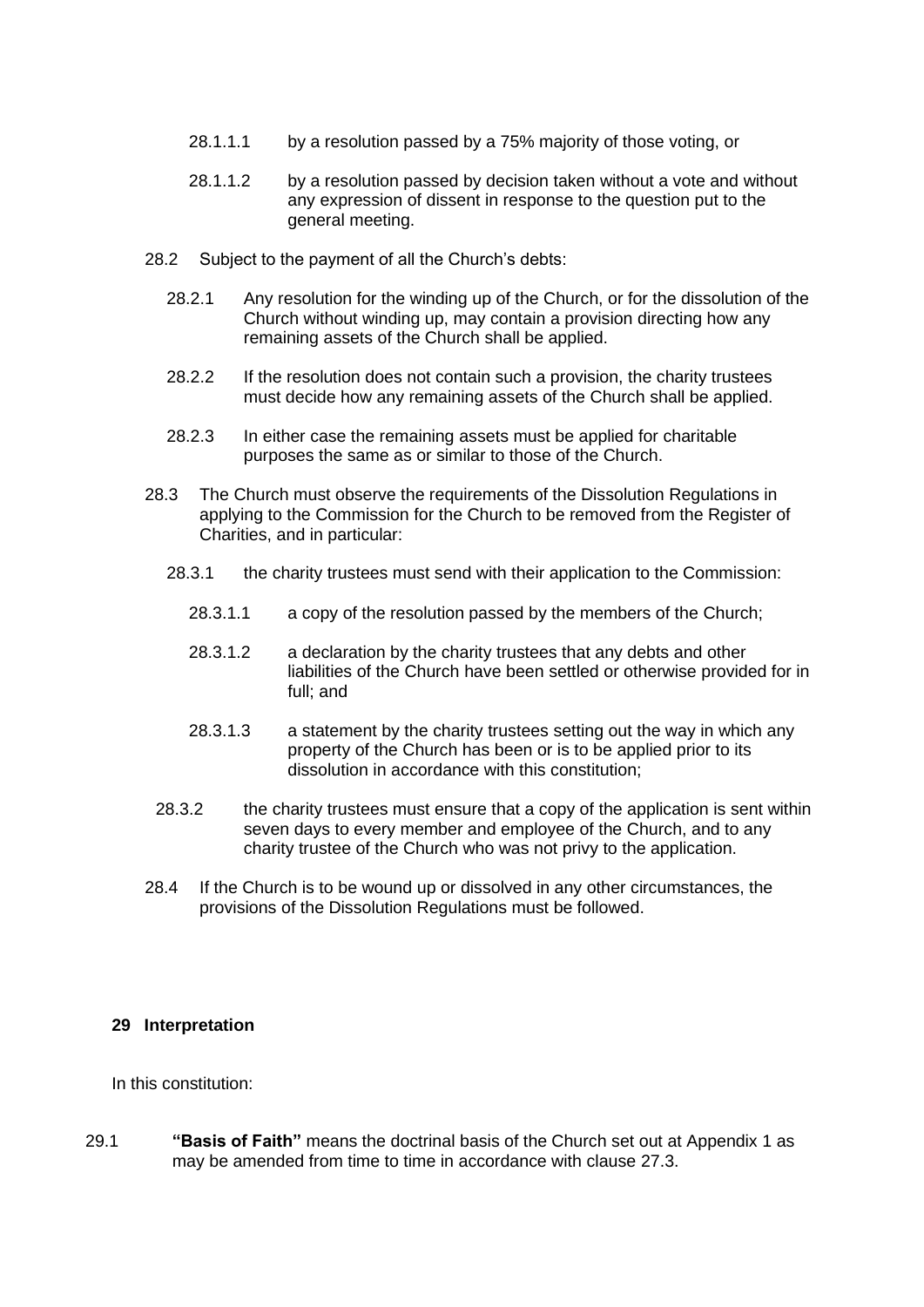28.1.1.1 by a resolution passed by a 75% majority of those voting, or

28.1.1.2 by a resolution passed by decision taken without a vote and without any expression of dissent in response to the question put to the general meeting.

28.2 Subject to the payment of all the Church's debts:

28.2.1 Any resolution for the winding up of the Church, or for the dissolution of the Church without winding up, may contain a provision directing how any remaining assets of the Church shall be applied.

28.2.2 If the resolution does not contain such a provision, the charity trustees must decide how any remaining assets of the Church shall be applied.

28.2.3 In either case the remaining assets must be applied for charitable purposes the same as or similar to those of the Church.

28.3 The Church must observe the requirements of the Dissolution Regulations in applying to the Commission for the Church to be removed from the Register of Charities, and in particular:

28.3.1 the charity trustees must send with their application to the Commission:

28.3.1.1 a copy of the resolution passed by the members of the Church;

28.3.1.2 a declaration by the charity trustees that any debts and other liabilities of the Church have been settled or otherwise provided for in full; and

28.3.1.3 a statement by the charity trustees setting out the way in which any property of the Church has been or is to be applied prior to its dissolution in accordance with this constitution;

28.3.2 the charity trustees must ensure that a copy of the application is sent within seven days to every member and employee of the Church, and to any charity trustee of the Church who was not privy to the application.

28.4 If the Church is to be wound up or dissolved in any other circumstances, the provisions of the Dissolution Regulations must be followed.

## 29 Interpretation

In this constitution:

29.1 **"Basis of Faith"** means the doctrinal basis of the Church set out at Appendix 1 as may be amended from time to time in accordance with clause 27.3.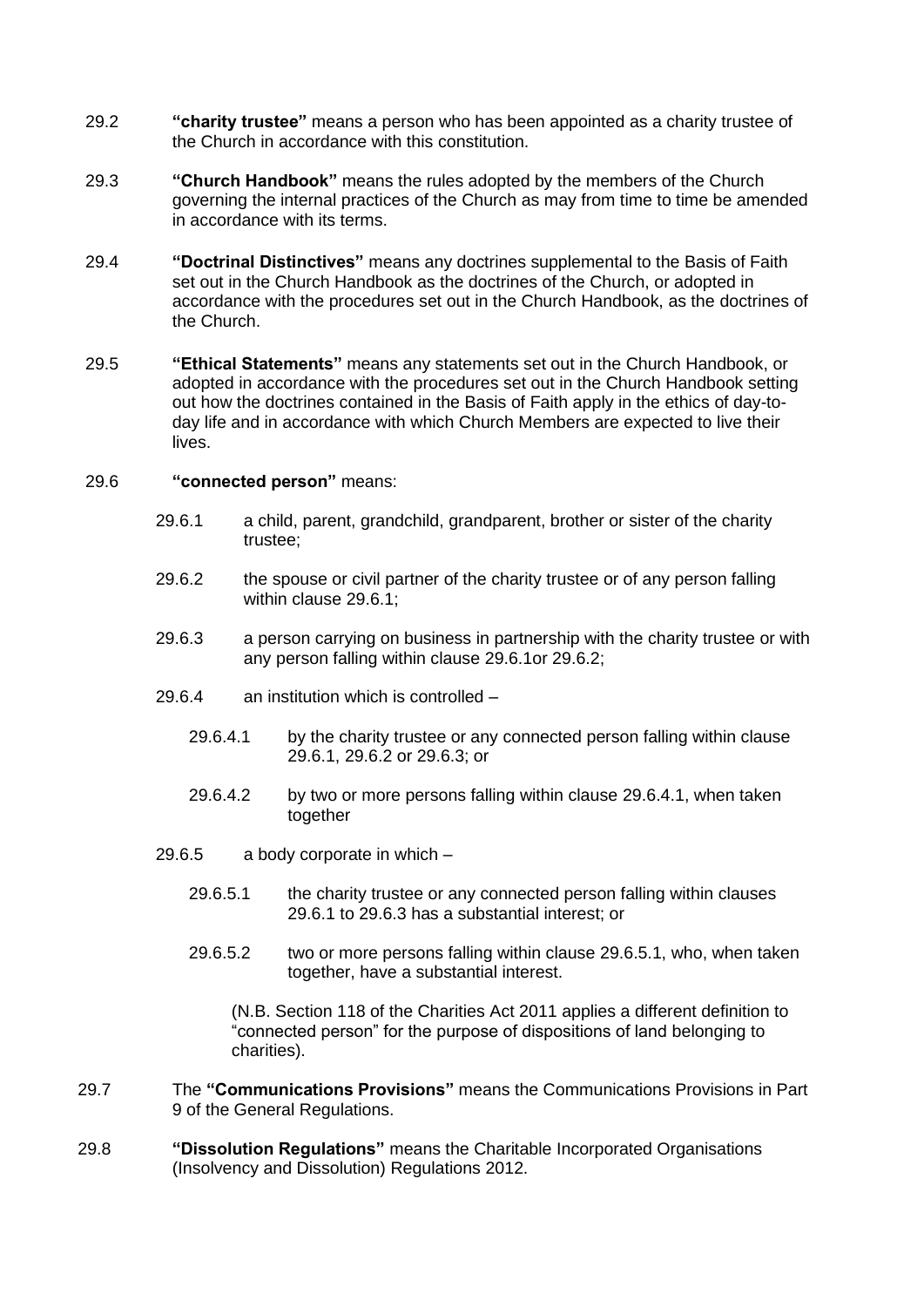29.2 **"charity trustee"** means a person who has been appointed as a charity trustee of the Church in accordance with this constitution.

29.3 **"Church Handbook"** means the rules adopted by the members of the Church governing the internal practices of the Church as may from time to time be amended in accordance with its terms.

29.4 **"Doctrinal Distinctives"** means any doctrines supplemental to the Basis of Faith set out in the Church Handbook as the doctrines of the Church, or adopted in accordance with the procedures set out in the Church Handbook, as the doctrines of the Church.

29.5 **"Ethical Statements"** means any statements set out in the Church Handbook, or adopted in accordance with the procedures set out in the Church Handbook setting out how the doctrines contained in the Basis of Faith apply in the ethics of day-to-day life and in accordance with which Church Members are expected to live their lives.

29.6 **"connected person"** means:

- 29.6.1 a child, parent, grandchild, grandparent, brother or sister of the charity trustee;
- 29.6.2 the spouse or civil partner of the charity trustee or of any person falling within clause 29.6.1;
- 29.6.3 a person carrying on business in partnership with the charity trustee or with any person falling within clause 29.6.1or 29.6.2;
- 29.6.4 an institution which is controlled –
  - 29.6.4.1 by the charity trustee or any connected person falling within clause 29.6.1, 29.6.2 or 29.6.3; or
  - 29.6.4.2 by two or more persons falling within clause 29.6.4.1, when taken together
- 29.6.5 a body corporate in which –
  - 29.6.5.1 the charity trustee or any connected person falling within clauses 29.6.1 to 29.6.3 has a substantial interest; or
  - 29.6.5.2 two or more persons falling within clause 29.6.5.1, who, when taken together, have a substantial interest.

  (N.B. Section 118 of the Charities Act 2011 applies a different definition to "connected person" for the purpose of dispositions of land belonging to charities).

29.7 The **"Communications Provisions"** means the Communications Provisions in Part 9 of the General Regulations.

29.8 **"Dissolution Regulations"** means the Charitable Incorporated Organisations (Insolvency and Dissolution) Regulations 2012.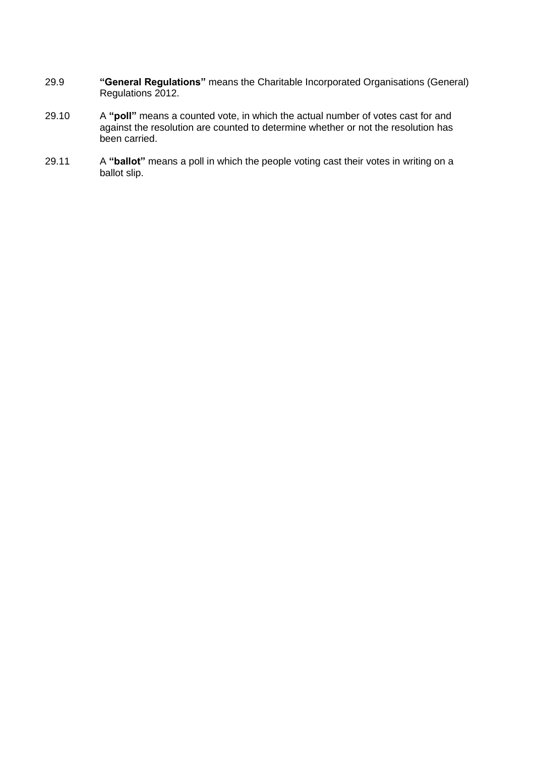29.9 **"General Regulations"** means the Charitable Incorporated Organisations (General) Regulations 2012.

29.10 A **"poll"** means a counted vote, in which the actual number of votes cast for and against the resolution are counted to determine whether or not the resolution has been carried.

29.11 A **"ballot"** means a poll in which the people voting cast their votes in writing on a ballot slip.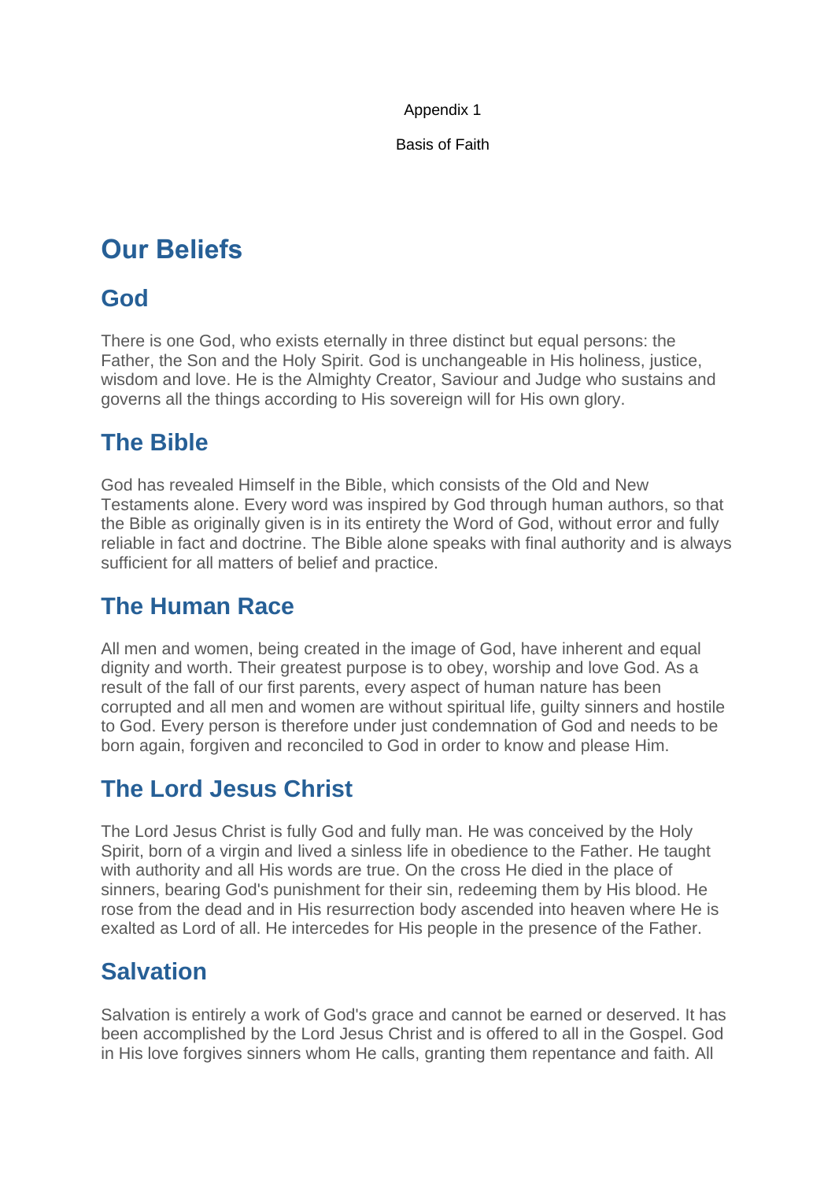Appendix 1

Basis of Faith

# Our Beliefs

## God

There is one God, who exists eternally in three distinct but equal persons: the Father, the Son and the Holy Spirit. God is unchangeable in His holiness, justice, wisdom and love. He is the Almighty Creator, Saviour and Judge who sustains and governs all the things according to His sovereign will for His own glory.

## The Bible

God has revealed Himself in the Bible, which consists of the Old and New Testaments alone. Every word was inspired by God through human authors, so that the Bible as originally given is in its entirety the Word of God, without error and fully reliable in fact and doctrine. The Bible alone speaks with final authority and is always sufficient for all matters of belief and practice.

## The Human Race

All men and women, being created in the image of God, have inherent and equal dignity and worth. Their greatest purpose is to obey, worship and love God. As a result of the fall of our first parents, every aspect of human nature has been corrupted and all men and women are without spiritual life, guilty sinners and hostile to God. Every person is therefore under just condemnation of God and needs to be born again, forgiven and reconciled to God in order to know and please Him.

## The Lord Jesus Christ

The Lord Jesus Christ is fully God and fully man. He was conceived by the Holy Spirit, born of a virgin and lived a sinless life in obedience to the Father. He taught with authority and all His words are true. On the cross He died in the place of sinners, bearing God's punishment for their sin, redeeming them by His blood. He rose from the dead and in His resurrection body ascended into heaven where He is exalted as Lord of all. He intercedes for His people in the presence of the Father.

## Salvation

Salvation is entirely a work of God's grace and cannot be earned or deserved. It has been accomplished by the Lord Jesus Christ and is offered to all in the Gospel. God in His love forgives sinners whom He calls, granting them repentance and faith. All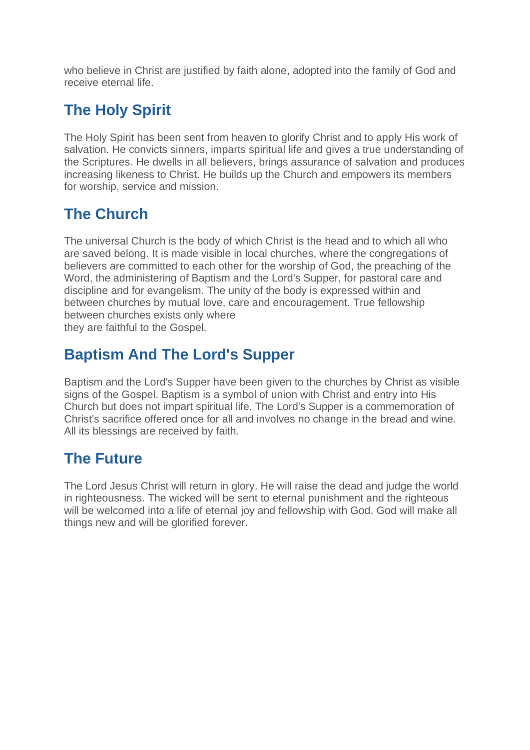who believe in Christ are justified by faith alone, adopted into the family of God and receive eternal life.

## The Holy Spirit

The Holy Spirit has been sent from heaven to glorify Christ and to apply His work of salvation. He convicts sinners, imparts spiritual life and gives a true understanding of the Scriptures. He dwells in all believers, brings assurance of salvation and produces increasing likeness to Christ. He builds up the Church and empowers its members for worship, service and mission.

## The Church

The universal Church is the body of which Christ is the head and to which all who are saved belong. It is made visible in local churches, where the congregations of believers are committed to each other for the worship of God, the preaching of the Word, the administering of Baptism and the Lord's Supper, for pastoral care and discipline and for evangelism. The unity of the body is expressed within and between churches by mutual love, care and encouragement. True fellowship between churches exists only where they are faithful to the Gospel.

## Baptism And The Lord's Supper

Baptism and the Lord's Supper have been given to the churches by Christ as visible signs of the Gospel. Baptism is a symbol of union with Christ and entry into His Church but does not impart spiritual life. The Lord's Supper is a commemoration of Christ's sacrifice offered once for all and involves no change in the bread and wine. All its blessings are received by faith.

## The Future

The Lord Jesus Christ will return in glory. He will raise the dead and judge the world in righteousness. The wicked will be sent to eternal punishment and the righteous will be welcomed into a life of eternal joy and fellowship with God. God will make all things new and will be glorified forever.